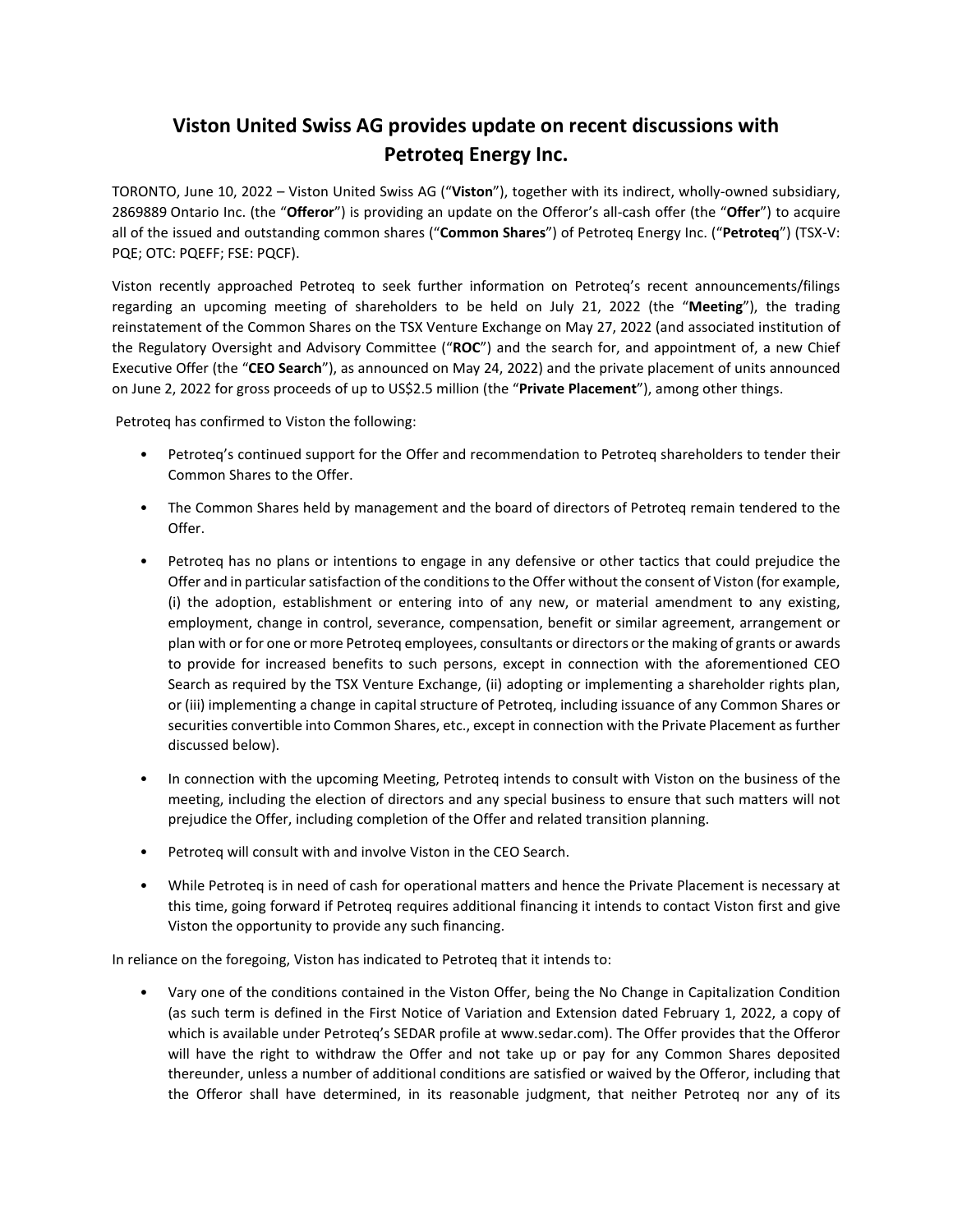# Viston United Swiss AG provides update on recent discussions with Petroteq Energy Inc.

TORONTO, June 10, 2022 – Viston United Swiss AG ("**Viston**"), together with its indirect, wholly-owned subsidiary, 2869889 Ontario Inc. (the "**Offeror**") is providing an update on the Offeror's all-cash offer (the "**Offer**") to acquire all of the issued and outstanding common shares ("**Common Shares**") of Petroteq Energy Inc. ("**Petroteq**") (TSX-V: PQE; OTC: PQEFF; FSE: PQCF).

Viston recently approached Petroteq to seek further information on Petroteq's recent announcements/filings regarding an upcoming meeting of shareholders to be held on July 21, 2022 (the "**Meeting**"), the trading reinstatement of the Common Shares on the TSX Venture Exchange on May 27, 2022 (and associated institution of the Regulatory Oversight and Advisory Committee ("**ROC**") and the search for, and appointment of, a new Chief Executive Offer (the "**CEO Search**"), as announced on May 24, 2022) and the private placement of units announced on June 2, 2022 for gross proceeds of up to US$2.5 million (the "**Private Placement**"), among other things.

Petroteq has confirmed to Viston the following:

- Petroteq's continued support for the Offer and recommendation to Petroteq shareholders to tender their Common Shares to the Offer.
- The Common Shares held by management and the board of directors of Petroteq remain tendered to the Offer.
- Petroteq has no plans or intentions to engage in any defensive or other tactics that could prejudice the Offer and in particular satisfaction of the conditions to the Offer without the consent of Viston (for example, (i) the adoption, establishment or entering into of any new, or material amendment to any existing, employment, change in control, severance, compensation, benefit or similar agreement, arrangement or plan with or for one or more Petroteq employees, consultants or directors or the making of grants or awards to provide for increased benefits to such persons, except in connection with the aforementioned CEO Search as required by the TSX Venture Exchange, (ii) adopting or implementing a shareholder rights plan, or (iii) implementing a change in capital structure of Petroteq, including issuance of any Common Shares or securities convertible into Common Shares, etc., except in connection with the Private Placement as further discussed below).
- In connection with the upcoming Meeting, Petroteq intends to consult with Viston on the business of the meeting, including the election of directors and any special business to ensure that such matters will not prejudice the Offer, including completion of the Offer and related transition planning.
- Petroteq will consult with and involve Viston in the CEO Search.
- While Petroteq is in need of cash for operational matters and hence the Private Placement is necessary at this time, going forward if Petroteq requires additional financing it intends to contact Viston first and give Viston the opportunity to provide any such financing.

In reliance on the foregoing, Viston has indicated to Petroteq that it intends to:

- Vary one of the conditions contained in the Viston Offer, being the No Change in Capitalization Condition (as such term is defined in the First Notice of Variation and Extension dated February 1, 2022, a copy of which is available under Petroteq's SEDAR profile at www.sedar.com). The Offer provides that the Offeror will have the right to withdraw the Offer and not take up or pay for any Common Shares deposited thereunder, unless a number of additional conditions are satisfied or waived by the Offeror, including that the Offeror shall have determined, in its reasonable judgment, that neither Petroteq nor any of its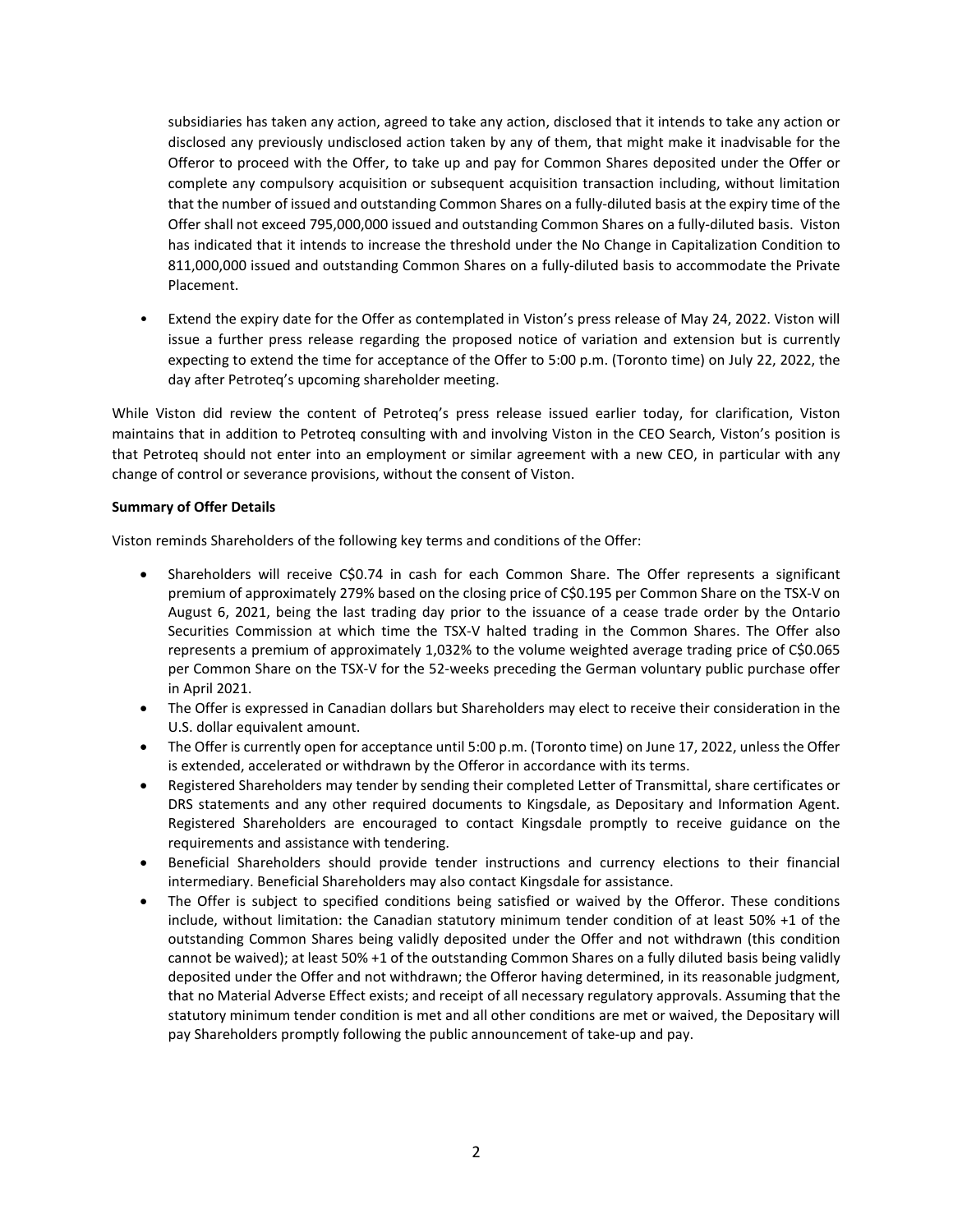subsidiaries has taken any action, agreed to take any action, disclosed that it intends to take any action or disclosed any previously undisclosed action taken by any of them, that might make it inadvisable for the Offeror to proceed with the Offer, to take up and pay for Common Shares deposited under the Offer or complete any compulsory acquisition or subsequent acquisition transaction including, without limitation that the number of issued and outstanding Common Shares on a fully-diluted basis at the expiry time of the Offer shall not exceed 795,000,000 issued and outstanding Common Shares on a fully-diluted basis. Viston has indicated that it intends to increase the threshold under the No Change in Capitalization Condition to 811,000,000 issued and outstanding Common Shares on a fully-diluted basis to accommodate the Private Placement.

- Extend the expiry date for the Offer as contemplated in Viston's press release of May 24, 2022. Viston will issue a further press release regarding the proposed notice of variation and extension but is currently expecting to extend the time for acceptance of the Offer to 5:00 p.m. (Toronto time) on July 22, 2022, the day after Petroteq's upcoming shareholder meeting.

While Viston did review the content of Petroteq's press release issued earlier today, for clarification, Viston maintains that in addition to Petroteq consulting with and involving Viston in the CEO Search, Viston's position is that Petroteq should not enter into an employment or similar agreement with a new CEO, in particular with any change of control or severance provisions, without the consent of Viston.

**Summary of Offer Details**

Viston reminds Shareholders of the following key terms and conditions of the Offer:

- Shareholders will receive C$0.74 in cash for each Common Share. The Offer represents a significant premium of approximately 279% based on the closing price of C$0.195 per Common Share on the TSX-V on August 6, 2021, being the last trading day prior to the issuance of a cease trade order by the Ontario Securities Commission at which time the TSX-V halted trading in the Common Shares. The Offer also represents a premium of approximately 1,032% to the volume weighted average trading price of C$0.065 per Common Share on the TSX-V for the 52-weeks preceding the German voluntary public purchase offer in April 2021.
- The Offer is expressed in Canadian dollars but Shareholders may elect to receive their consideration in the U.S. dollar equivalent amount.
- The Offer is currently open for acceptance until 5:00 p.m. (Toronto time) on June 17, 2022, unless the Offer is extended, accelerated or withdrawn by the Offeror in accordance with its terms.
- Registered Shareholders may tender by sending their completed Letter of Transmittal, share certificates or DRS statements and any other required documents to Kingsdale, as Depositary and Information Agent. Registered Shareholders are encouraged to contact Kingsdale promptly to receive guidance on the requirements and assistance with tendering.
- Beneficial Shareholders should provide tender instructions and currency elections to their financial intermediary. Beneficial Shareholders may also contact Kingsdale for assistance.
- The Offer is subject to specified conditions being satisfied or waived by the Offeror. These conditions include, without limitation: the Canadian statutory minimum tender condition of at least 50% +1 of the outstanding Common Shares being validly deposited under the Offer and not withdrawn (this condition cannot be waived); at least 50% +1 of the outstanding Common Shares on a fully diluted basis being validly deposited under the Offer and not withdrawn; the Offeror having determined, in its reasonable judgment, that no Material Adverse Effect exists; and receipt of all necessary regulatory approvals. Assuming that the statutory minimum tender condition is met and all other conditions are met or waived, the Depositary will pay Shareholders promptly following the public announcement of take-up and pay.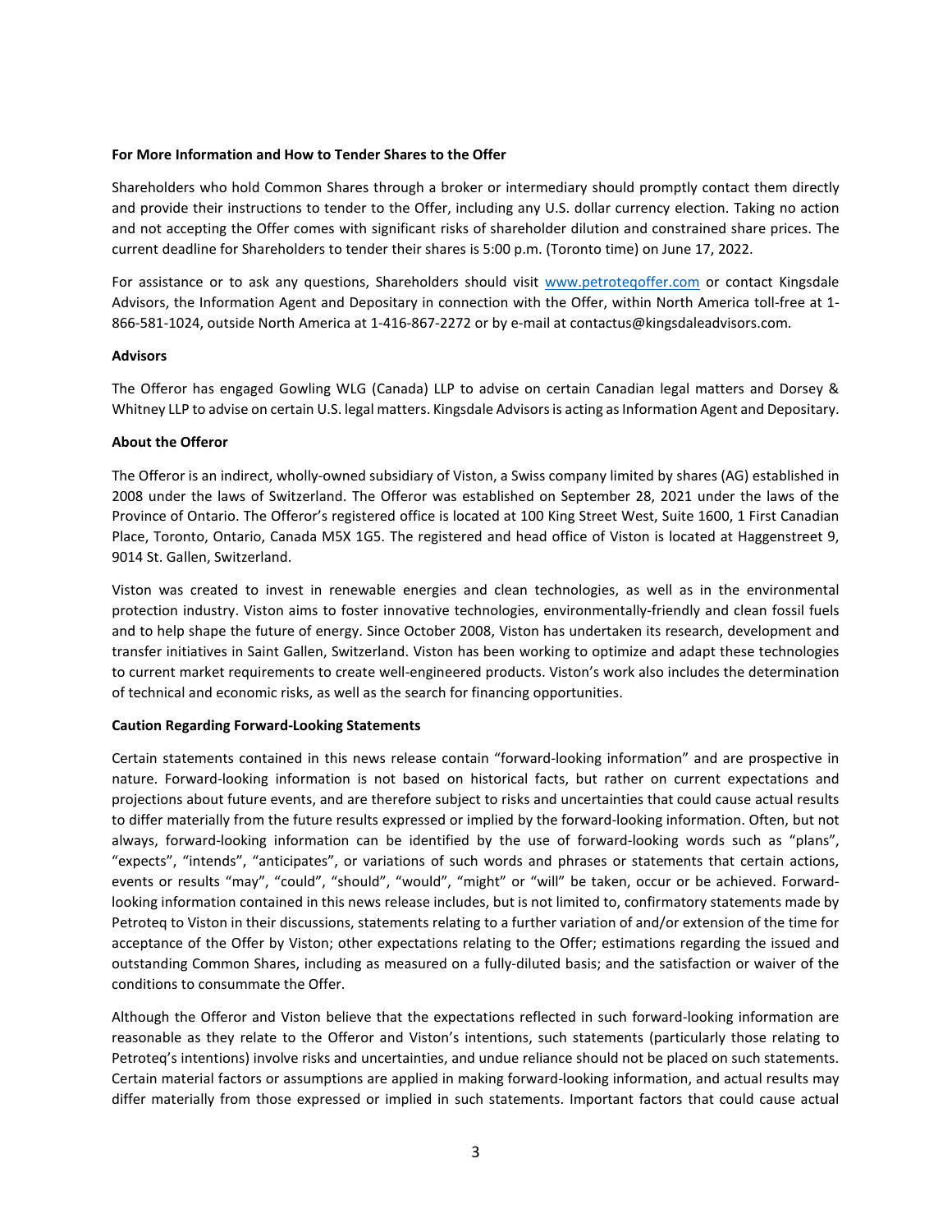**For More Information and How to Tender Shares to the Offer**

Shareholders who hold Common Shares through a broker or intermediary should promptly contact them directly and provide their instructions to tender to the Offer, including any U.S. dollar currency election. Taking no action and not accepting the Offer comes with significant risks of shareholder dilution and constrained share prices. The current deadline for Shareholders to tender their shares is 5:00 p.m. (Toronto time) on June 17, 2022.

For assistance or to ask any questions, Shareholders should visit www.petroteqoffer.com or contact Kingsdale Advisors, the Information Agent and Depositary in connection with the Offer, within North America toll-free at 1-866-581-1024, outside North America at 1-416-867-2272 or by e-mail at contactus@kingsdaleadvisors.com.

**Advisors**

The Offeror has engaged Gowling WLG (Canada) LLP to advise on certain Canadian legal matters and Dorsey & Whitney LLP to advise on certain U.S. legal matters. Kingsdale Advisors is acting as Information Agent and Depositary.

**About the Offeror**

The Offeror is an indirect, wholly-owned subsidiary of Viston, a Swiss company limited by shares (AG) established in 2008 under the laws of Switzerland. The Offeror was established on September 28, 2021 under the laws of the Province of Ontario. The Offeror's registered office is located at 100 King Street West, Suite 1600, 1 First Canadian Place, Toronto, Ontario, Canada M5X 1G5. The registered and head office of Viston is located at Haggenstreet 9, 9014 St. Gallen, Switzerland.

Viston was created to invest in renewable energies and clean technologies, as well as in the environmental protection industry. Viston aims to foster innovative technologies, environmentally-friendly and clean fossil fuels and to help shape the future of energy. Since October 2008, Viston has undertaken its research, development and transfer initiatives in Saint Gallen, Switzerland. Viston has been working to optimize and adapt these technologies to current market requirements to create well-engineered products. Viston's work also includes the determination of technical and economic risks, as well as the search for financing opportunities.

**Caution Regarding Forward-Looking Statements**

Certain statements contained in this news release contain "forward-looking information" and are prospective in nature. Forward-looking information is not based on historical facts, but rather on current expectations and projections about future events, and are therefore subject to risks and uncertainties that could cause actual results to differ materially from the future results expressed or implied by the forward-looking information. Often, but not always, forward-looking information can be identified by the use of forward-looking words such as "plans", "expects", "intends", "anticipates", or variations of such words and phrases or statements that certain actions, events or results "may", "could", "should", "would", "might" or "will" be taken, occur or be achieved. Forward-looking information contained in this news release includes, but is not limited to, confirmatory statements made by Petroteq to Viston in their discussions, statements relating to a further variation of and/or extension of the time for acceptance of the Offer by Viston; other expectations relating to the Offer; estimations regarding the issued and outstanding Common Shares, including as measured on a fully-diluted basis; and the satisfaction or waiver of the conditions to consummate the Offer.

Although the Offeror and Viston believe that the expectations reflected in such forward-looking information are reasonable as they relate to the Offeror and Viston's intentions, such statements (particularly those relating to Petroteq's intentions) involve risks and uncertainties, and undue reliance should not be placed on such statements. Certain material factors or assumptions are applied in making forward-looking information, and actual results may differ materially from those expressed or implied in such statements. Important factors that could cause actual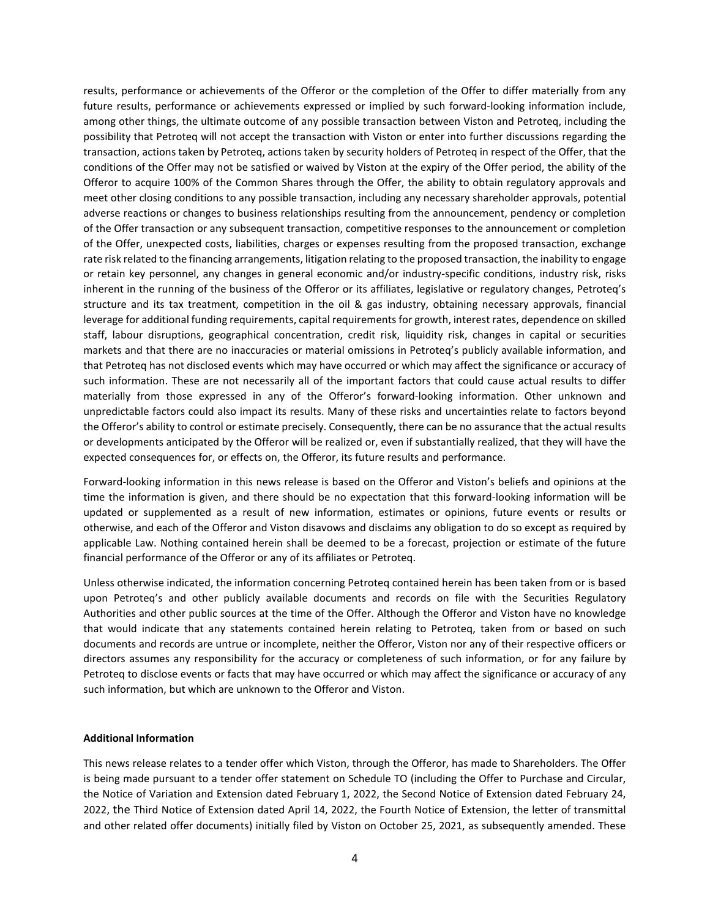results, performance or achievements of the Offeror or the completion of the Offer to differ materially from any future results, performance or achievements expressed or implied by such forward-looking information include, among other things, the ultimate outcome of any possible transaction between Viston and Petroteq, including the possibility that Petroteq will not accept the transaction with Viston or enter into further discussions regarding the transaction, actions taken by Petroteq, actions taken by security holders of Petroteq in respect of the Offer, that the conditions of the Offer may not be satisfied or waived by Viston at the expiry of the Offer period, the ability of the Offeror to acquire 100% of the Common Shares through the Offer, the ability to obtain regulatory approvals and meet other closing conditions to any possible transaction, including any necessary shareholder approvals, potential adverse reactions or changes to business relationships resulting from the announcement, pendency or completion of the Offer transaction or any subsequent transaction, competitive responses to the announcement or completion of the Offer, unexpected costs, liabilities, charges or expenses resulting from the proposed transaction, exchange rate risk related to the financing arrangements, litigation relating to the proposed transaction, the inability to engage or retain key personnel, any changes in general economic and/or industry-specific conditions, industry risk, risks inherent in the running of the business of the Offeror or its affiliates, legislative or regulatory changes, Petroteq's structure and its tax treatment, competition in the oil & gas industry, obtaining necessary approvals, financial leverage for additional funding requirements, capital requirements for growth, interest rates, dependence on skilled staff, labour disruptions, geographical concentration, credit risk, liquidity risk, changes in capital or securities markets and that there are no inaccuracies or material omissions in Petroteq's publicly available information, and that Petroteq has not disclosed events which may have occurred or which may affect the significance or accuracy of such information. These are not necessarily all of the important factors that could cause actual results to differ materially from those expressed in any of the Offeror's forward-looking information. Other unknown and unpredictable factors could also impact its results. Many of these risks and uncertainties relate to factors beyond the Offeror's ability to control or estimate precisely. Consequently, there can be no assurance that the actual results or developments anticipated by the Offeror will be realized or, even if substantially realized, that they will have the expected consequences for, or effects on, the Offeror, its future results and performance.

Forward-looking information in this news release is based on the Offeror and Viston's beliefs and opinions at the time the information is given, and there should be no expectation that this forward-looking information will be updated or supplemented as a result of new information, estimates or opinions, future events or results or otherwise, and each of the Offeror and Viston disavows and disclaims any obligation to do so except as required by applicable Law. Nothing contained herein shall be deemed to be a forecast, projection or estimate of the future financial performance of the Offeror or any of its affiliates or Petroteq.

Unless otherwise indicated, the information concerning Petroteq contained herein has been taken from or is based upon Petroteq's and other publicly available documents and records on file with the Securities Regulatory Authorities and other public sources at the time of the Offer. Although the Offeror and Viston have no knowledge that would indicate that any statements contained herein relating to Petroteq, taken from or based on such documents and records are untrue or incomplete, neither the Offeror, Viston nor any of their respective officers or directors assumes any responsibility for the accuracy or completeness of such information, or for any failure by Petroteq to disclose events or facts that may have occurred or which may affect the significance or accuracy of any such information, but which are unknown to the Offeror and Viston.

**Additional Information**

This news release relates to a tender offer which Viston, through the Offeror, has made to Shareholders. The Offer is being made pursuant to a tender offer statement on Schedule TO (including the Offer to Purchase and Circular, the Notice of Variation and Extension dated February 1, 2022, the Second Notice of Extension dated February 24, 2022, the Third Notice of Extension dated April 14, 2022, the Fourth Notice of Extension, the letter of transmittal and other related offer documents) initially filed by Viston on October 25, 2021, as subsequently amended. These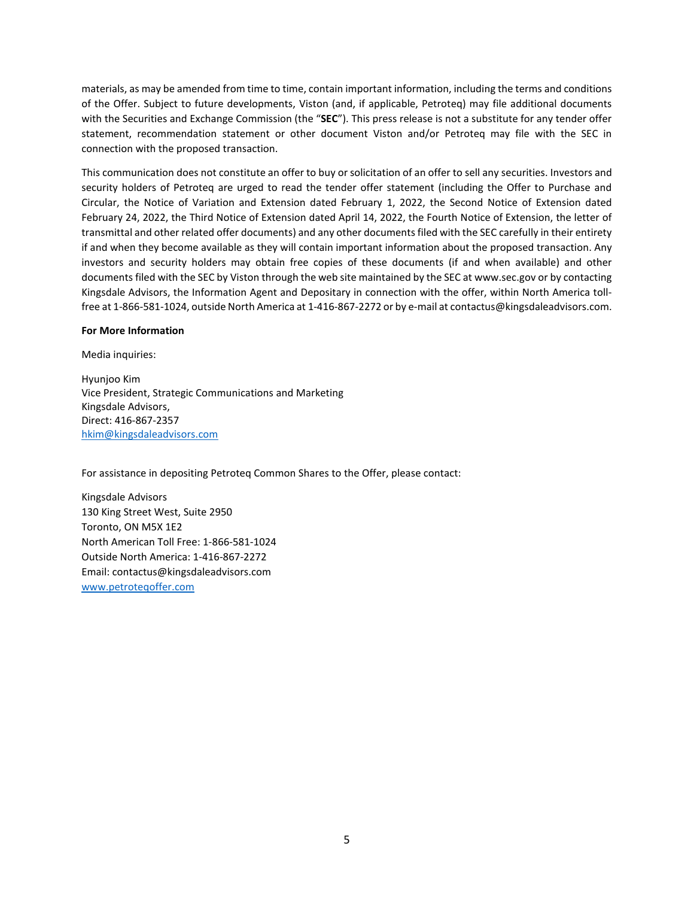materials, as may be amended from time to time, contain important information, including the terms and conditions of the Offer. Subject to future developments, Viston (and, if applicable, Petroteq) may file additional documents with the Securities and Exchange Commission (the "**SEC**"). This press release is not a substitute for any tender offer statement, recommendation statement or other document Viston and/or Petroteq may file with the SEC in connection with the proposed transaction.

This communication does not constitute an offer to buy or solicitation of an offer to sell any securities. Investors and security holders of Petroteq are urged to read the tender offer statement (including the Offer to Purchase and Circular, the Notice of Variation and Extension dated February 1, 2022, the Second Notice of Extension dated February 24, 2022, the Third Notice of Extension dated April 14, 2022, the Fourth Notice of Extension, the letter of transmittal and other related offer documents) and any other documents filed with the SEC carefully in their entirety if and when they become available as they will contain important information about the proposed transaction. Any investors and security holders may obtain free copies of these documents (if and when available) and other documents filed with the SEC by Viston through the web site maintained by the SEC at www.sec.gov or by contacting Kingsdale Advisors, the Information Agent and Depositary in connection with the offer, within North America toll-free at 1-866-581-1024, outside North America at 1-416-867-2272 or by e-mail at contactus@kingsdaleadvisors.com.

**For More Information**

Media inquiries:

Hyunjoo Kim
Vice President, Strategic Communications and Marketing
Kingsdale Advisors,
Direct: 416-867-2357
hkim@kingsdaleadvisors.com

For assistance in depositing Petroteq Common Shares to the Offer, please contact:

Kingsdale Advisors
130 King Street West, Suite 2950
Toronto, ON M5X 1E2
North American Toll Free: 1-866-581-1024
Outside North America: 1-416-867-2272
Email: contactus@kingsdaleadvisors.com
www.petroteqoffer.com